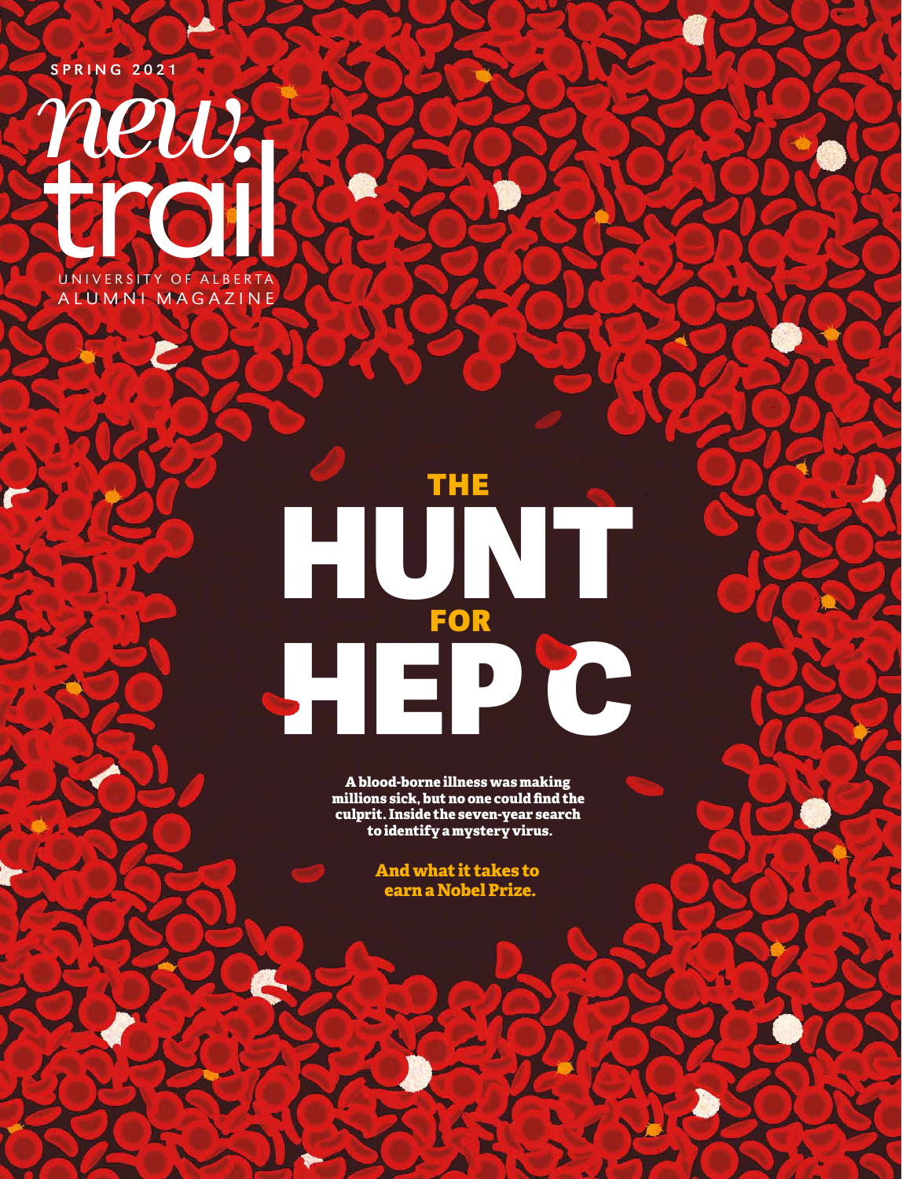SPRING 2021

new trail

UNIVERSITY OF ALBERTA
ALUMNI MAGAZINE

# THE HUNT FOR HEP C

**A blood-borne illness was making millions sick, but no one could find the culprit. Inside the seven-year search to identify a mystery virus.**

**And what it takes to earn a Nobel Prize.**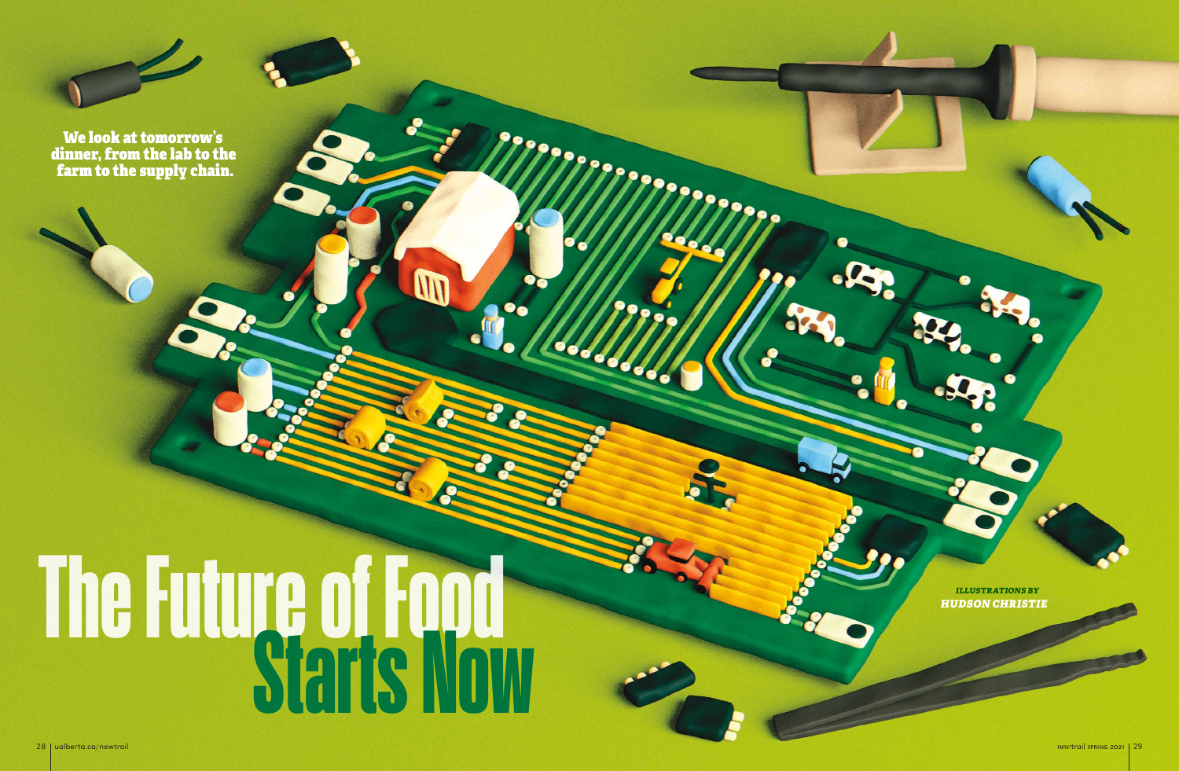# The Future of Food Starts Now

**We look at tomorrow's dinner, from the lab to the farm to the supply chain.**

*ILLUSTRATIONS BY HUDSON CHRISTIE*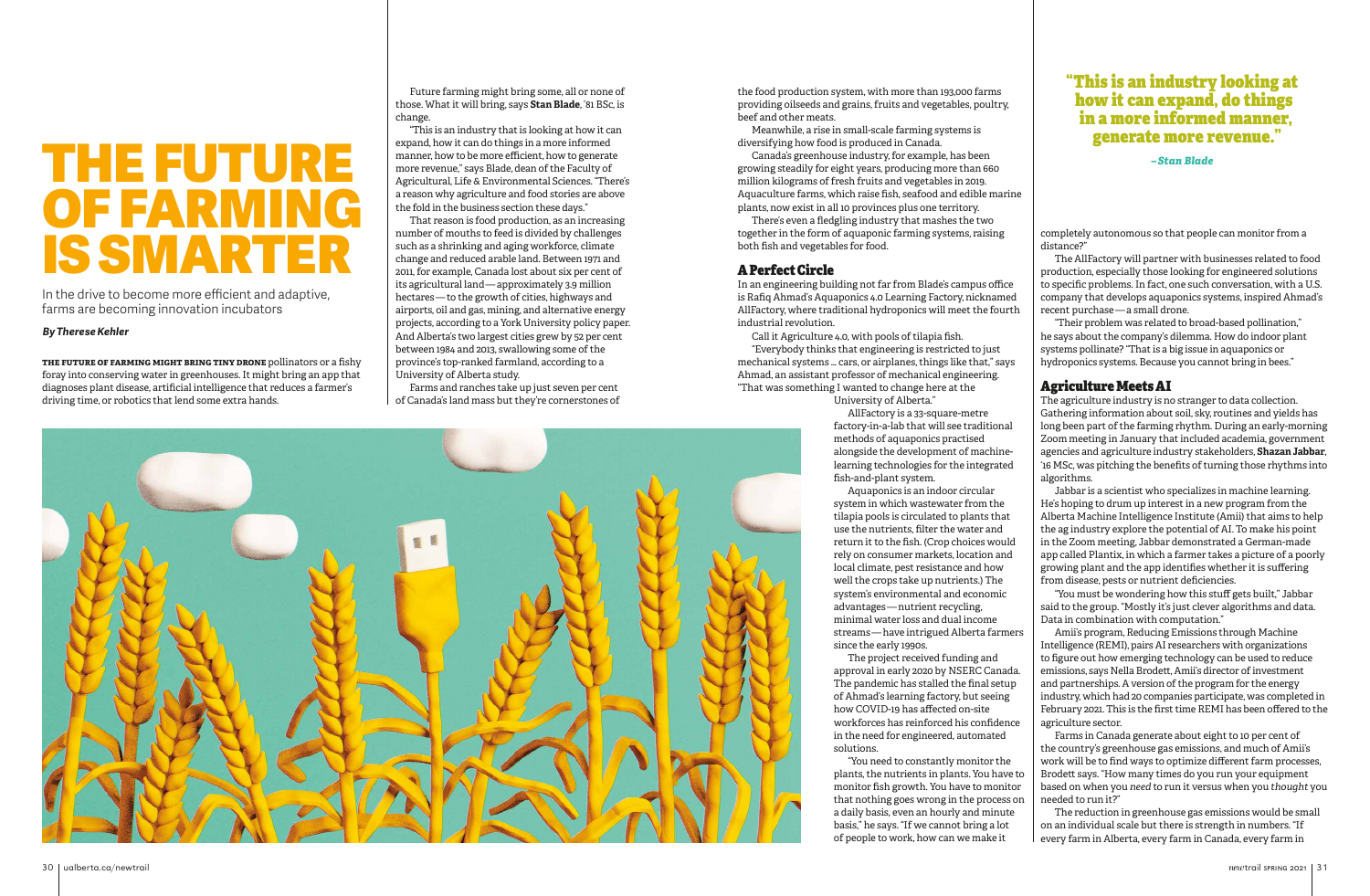# THE FUTURE OF FARMING IS SMARTER

In the drive to become more efficient and adaptive, farms are becoming innovation incubators

*By Therese Kehler*

**THE FUTURE OF FARMING MIGHT BRING TINY DRONE** pollinators or a fishy foray into conserving water in greenhouses. It might bring an app that diagnoses plant disease, artificial intelligence that reduces a farmer's driving time, or robotics that lend some extra hands.

Future farming might bring some, all or none of those. What it will bring, says **Stan Blade**, '81 BSc, is change.

"This is an industry that is looking at how it can expand, how it can do things in a more informed manner, how to be more efficient, how to generate more revenue," says Blade, dean of the Faculty of Agricultural, Life & Environmental Sciences. "There's a reason why agriculture and food stories are above the fold in the business section these days."

That reason is food production, as an increasing number of mouths to feed is divided by challenges such as a shrinking and aging workforce, climate change and reduced arable land. Between 1971 and 2011, for example, Canada lost about six per cent of its agricultural land — approximately 3.9 million hectares — to the growth of cities, highways and airports, oil and gas, mining, and alternative energy projects, according to a York University policy paper. And Alberta's two largest cities grew by 52 per cent between 1984 and 2013, swallowing some of the province's top-ranked farmland, according to a University of Alberta study.

Farms and ranches take up just seven per cent of Canada's land mass but they're cornerstones of the food production system, with more than 193,000 farms providing oilseeds and grains, fruits and vegetables, poultry, beef and other meats.

Meanwhile, a rise in small-scale farming systems is diversifying how food is produced in Canada.

Canada's greenhouse industry, for example, has been growing steadily for eight years, producing more than 660 million kilograms of fresh fruits and vegetables in 2019. Aquaculture farms, which raise fish, seafood and edible marine plants, now exist in all 10 provinces plus one territory.

There's even a fledgling industry that mashes the two together in the form of aquaponic farming systems, raising both fish and vegetables for food.

## A Perfect Circle

In an engineering building not far from Blade's campus office is Rafiq Ahmad's Aquaponics 4.0 Learning Factory, nicknamed AllFactory, where traditional hydroponics will meet the fourth industrial revolution.

Call it Agriculture 4.0, with pools of tilapia fish.

"Everybody thinks that engineering is restricted to just mechanical systems … cars, or airplanes, things like that," says Ahmad, an assistant professor of mechanical engineering. "That was something I wanted to change here at the University of Alberta."

AllFactory is a 33-square-metre factory-in-a-lab that will see traditional methods of aquaponics practised alongside the development of machine-learning technologies for the integrated fish-and-plant system.

Aquaponics is an indoor circular system in which wastewater from the tilapia pools is circulated to plants that use the nutrients, filter the water and return it to the fish. (Crop choices would rely on consumer markets, location and local climate, pest resistance and how well the crops take up nutrients.) The system's environmental and economic advantages — nutrient recycling, minimal water loss and dual income streams — have intrigued Alberta farmers since the early 1990s.

The project received funding and approval in early 2020 by NSERC Canada. The pandemic has stalled the final setup of Ahmad's learning factory, but seeing how COVID-19 has affected on-site workforces has reinforced his confidence in the need for engineered, automated solutions.

"You need to constantly monitor the plants, the nutrients in plants. You have to monitor fish growth. You have to monitor that nothing goes wrong in the process on a daily basis, even an hourly and minute basis," he says. "If we cannot bring a lot of people to work, how can we make it completely autonomous so that people can monitor from a distance?"

The AllFactory will partner with businesses related to food production, especially those looking for engineered solutions to specific problems. In fact, one such conversation, with a U.S. company that develops aquaponics systems, inspired Ahmad's recent purchase — a small drone.

"Their problem was related to broad-based pollination," he says about the company's dilemma. How do indoor plant systems pollinate? "That is a big issue in aquaponics or hydroponics systems. Because you cannot bring in bees."

> "This is an industry looking at how it can expand, do things in a more informed manner, generate more revenue."
>
> *– Stan Blade*

## Agriculture Meets AI

The agriculture industry is no stranger to data collection. Gathering information about soil, sky, routines and yields has long been part of the farming rhythm. During an early-morning Zoom meeting in January that included academia, government agencies and agriculture industry stakeholders, **Shazan Jabbar**, '16 MSc, was pitching the benefits of turning those rhythms into algorithms.

Jabbar is a scientist who specializes in machine learning. He's hoping to drum up interest in a new program from the Alberta Machine Intelligence Institute (Amii) that aims to help the ag industry explore the potential of AI. To make his point in the Zoom meeting, Jabbar demonstrated a German-made app called Plantix, in which a farmer takes a picture of a poorly growing plant and the app identifies whether it is suffering from disease, pests or nutrient deficiencies.

"You must be wondering how this stuff gets built," Jabbar said to the group. "Mostly it's just clever algorithms and data. Data in combination with computation."

Amii's program, Reducing Emissions through Machine Intelligence (REMI), pairs AI researchers with organizations to figure out how emerging technology can be used to reduce emissions, says Nella Brodett, Amii's director of investment and partnerships. A version of the program for the energy industry, which had 20 companies participate, was completed in February 2021. This is the first time REMI has been offered to the agriculture sector.

Farms in Canada generate about eight to 10 per cent of the country's greenhouse gas emissions, and much of Amii's work will be to find ways to optimize different farm processes, Brodett says. "How many times do you run your equipment based on when you *need* to run it versus when you *thought* you needed to run it?"

The reduction in greenhouse gas emissions would be small on an individual scale but there is strength in numbers. "If every farm in Alberta, every farm in Canada, every farm in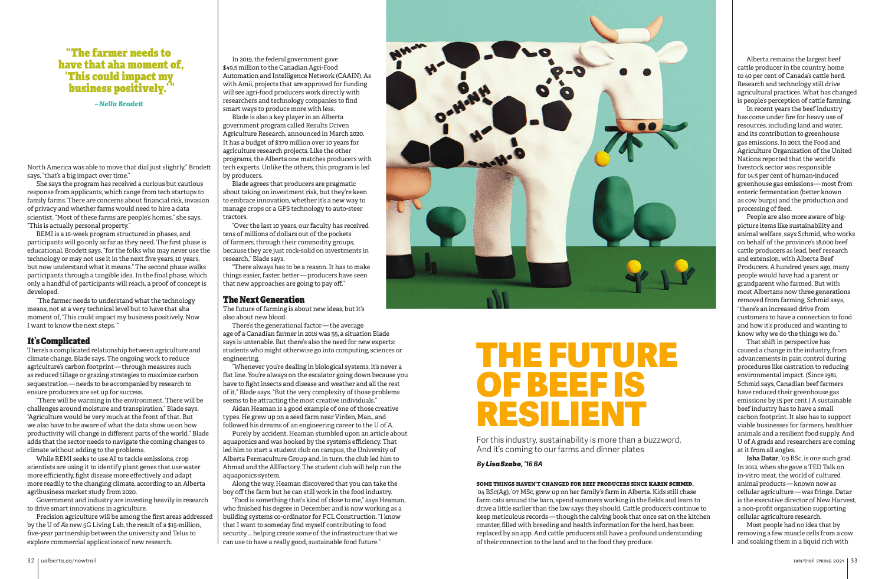> **"The farmer needs to have that aha moment of, 'This could impact my business positively.'"**
>
> *–Nella Brodett*

North America was able to move that dial just slightly," Brodett says, "that's a big impact over time."

She says the program has received a curious but cautious response from applicants, which range from tech startups to family farms. There are concerns about financial risk, invasion of privacy and whether farms would need to hire a data scientist. "Most of these farms are people's homes," she says. "This is actually personal property."

REMI is a 16-week program structured in phases, and participants will go only as far as they need. The first phase is educational, Brodett says, "for the folks who may never use the technology or may not use it in the next five years, 10 years, but now understand what it means." The second phase walks participants through a tangible idea. In the final phase, which only a handful of participants will reach, a proof of concept is developed.

"The farmer needs to understand what the technology means, not at a very technical level but to have that aha moment of, 'This could impact my business positively. Now I want to know the next steps.'"

## It's Complicated

There's a complicated relationship between agriculture and climate change, Blade says. The ongoing work to reduce agriculture's carbon footprint — through measures such as reduced tillage or grazing strategies to maximize carbon sequestration — needs to be accompanied by research to ensure producers are set up for success.

"There will be warming in the environment. There will be challenges around moisture and transpiration," Blade says. "Agriculture would be very much at the front of that. But we also have to be aware of what the data show us on how productivity will change in different parts of the world." Blade adds that the sector needs to navigate the coming changes to climate without adding to the problems.

While REMI seeks to use AI to tackle emissions, crop scientists are using it to identify plant genes that use water more efficiently, fight disease more effectively and adapt more readily to the changing climate, according to an Alberta agribusiness market study from 2020.

Government and industry are investing heavily in research to drive smart innovations in agriculture.

Precision agriculture will be among the first areas addressed by the U of A's new 5G Living Lab, the result of a $15-million, five-year partnership between the university and Telus to explore commercial applications of new research.

In 2019, the federal government gave $49.5 million to the Canadian Agri-Food Automation and Intelligence Network (CAAIN). As with Amii, projects that are approved for funding will see agri-food producers work directly with researchers and technology companies to find smart ways to produce more with less.

Blade is also a key player in an Alberta government program called Results Driven Agriculture Research, announced in March 2020. It has a budget of $370 million over 10 years for agriculture research projects. Like the other programs, the Alberta one matches producers with tech experts. Unlike the others, this program is led by producers.

Blade agrees that producers are pragmatic about taking on investment risk, but they're keen to embrace innovation, whether it's a new way to manage crops or a GPS technology to auto-steer tractors.

"Over the last 10 years, our faculty has received tens of millions of dollars out of the pockets of farmers, through their commodity groups, because they are just rock-solid on investments in research," Blade says.

"There always has to be a reason. It has to make things easier, faster, better — producers have seen that new approaches are going to pay off."

## The Next Generation

The future of farming is about new ideas, but it's also about new blood.

There's the generational factor — the average age of a Canadian farmer in 2016 was 55, a situation Blade says is untenable. But there's also the need for new experts: students who might otherwise go into computing, sciences or engineering.

"Whenever you're dealing in biological systems, it's never a flat line. You're always on the escalator going down because you have to fight insects and disease and weather and all the rest of it," Blade says. "But the very complexity of those problems seems to be attracting the most creative individuals."

Aidan Heaman is a good example of one of those creative types. He grew up on a seed farm near Virden, Man., and followed his dreams of an engineering career to the U of A.

Purely by accident, Heaman stumbled upon an article about aquaponics and was hooked by the system's efficiency. That led him to start a student club on campus, the University of Alberta Permaculture Group and, in turn, the club led him to Ahmad and the AllFactory. The student club will help run the aquaponics system.

Along the way, Heaman discovered that you can take the boy off the farm but he can still work in the food industry.

"Food is something that's kind of close to me," says Heaman, who finished his degree in December and is now working as a building systems co-ordinator for PCL Construction. "I know that I want to someday find myself contributing to food security … helping create some of the infrastructure that we can use to have a really good, sustainable food future."

# THE FUTURE OF BEEF IS RESILIENT

For this industry, sustainability is more than a buzzword. And it's coming to our farms and dinner plates

*By **Lisa Szabo**, '16 BA*

**SOME THINGS HAVEN'T CHANGED FOR BEEF PRODUCERS SINCE KARIN SCHMID**, '04 BSc(Ag), '07 MSc, grew up on her family's farm in Alberta. Kids still chase farm cats around the barn, spend summers working in the fields and learn to drive a little earlier than the law says they should. Cattle producers continue to keep meticulous records — though the calving book that once sat on the kitchen counter, filled with breeding and health information for the herd, has been replaced by an app. And cattle producers still have a profound understanding of their connection to the land and to the food they produce.

Alberta remains the largest beef cattle producer in the country, home to 40 per cent of Canada's cattle herd. Research and technology still drive agricultural practices. What has changed is people's perception of cattle farming.

In recent years the beef industry has come under fire for heavy use of resources, including land and water, and its contribution to greenhouse gas emissions. In 2013, the Food and Agriculture Organization of the United Nations reported that the world's livestock sector was responsible for 14.5 per cent of human-induced greenhouse gas emissions — most from enteric fermentation (better known as cow burps) and the production and processing of feed.

People are also more aware of big-picture items like sustainability and animal welfare, says Schmid, who works on behalf of the province's 18,000 beef cattle producers as lead, beef research and extension, with Alberta Beef Producers. A hundred years ago, many people would have had a parent or grandparent who farmed. But with most Albertans now three generations removed from farming, Schmid says, "there's an increased drive from customers to have a connection to food and how it's produced and wanting to know why we do the things we do."

That shift in perspective has caused a change in the industry, from advancements in pain control during procedures like castration to reducing environmental impact. (Since 1981, Schmid says, Canadian beef farmers have reduced their greenhouse gas emissions by 15 per cent.) A sustainable beef industry has to have a small carbon footprint. It also has to support viable businesses for farmers, healthier animals and a resilient food supply. And U of A grads and researchers are coming at it from all angles.

**Isha Datar**, '09 BSc, is one such grad. In 2012, when she gave a TED Talk on in-vitro meat, the world of cultured animal products — known now as cellular agriculture — was fringe. Datar is the executive director of New Harvest, a non-profit organization supporting cellular agriculture research.

Most people had no idea that by removing a few muscle cells from a cow and soaking them in a liquid rich with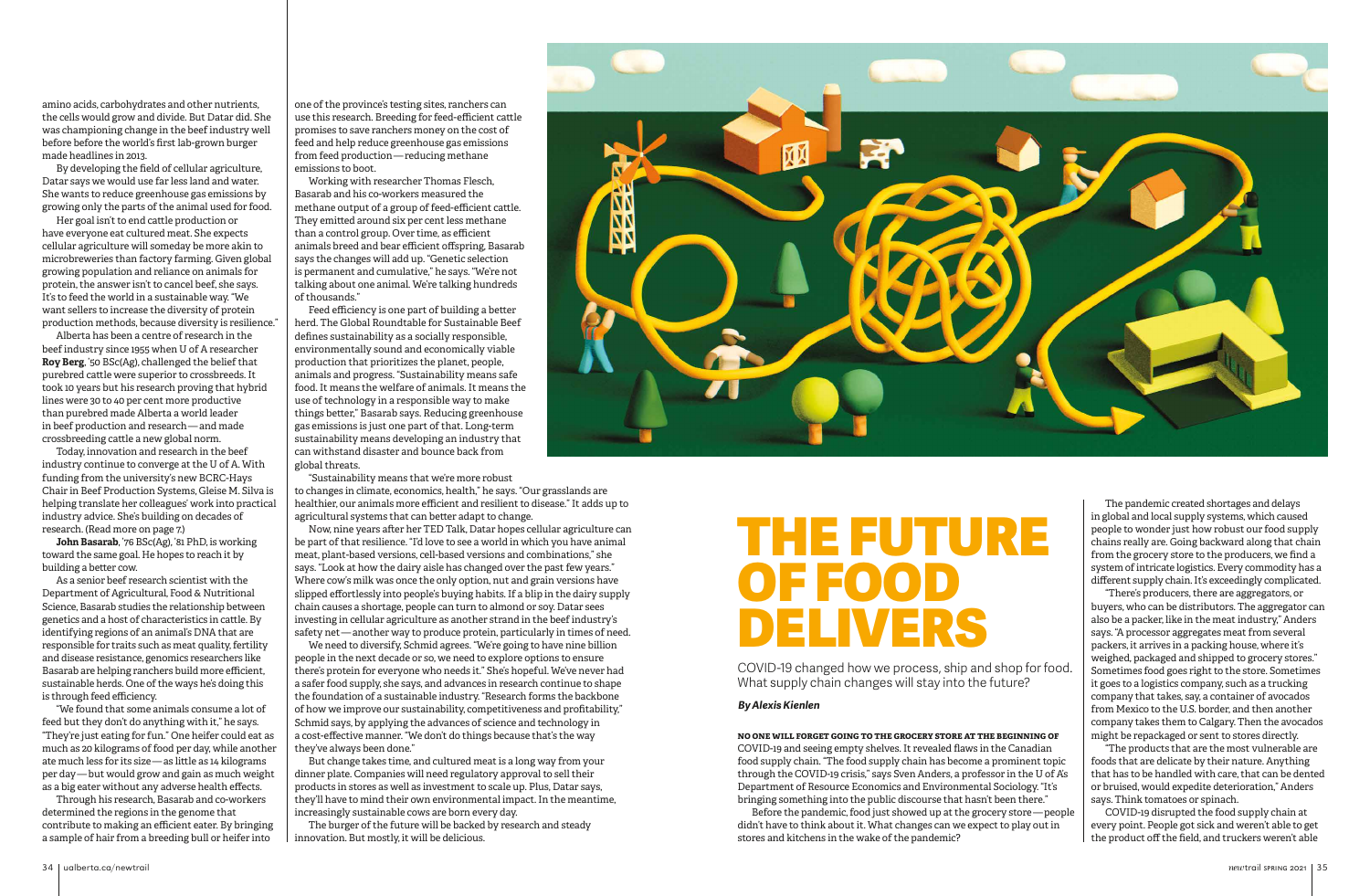amino acids, carbohydrates and other nutrients, the cells would grow and divide. But Datar did. She was championing change in the beef industry well before before the world's first lab-grown burger made headlines in 2013.

By developing the field of cellular agriculture, Datar says we would use far less land and water. She wants to reduce greenhouse gas emissions by growing only the parts of the animal used for food.

Her goal isn't to end cattle production or have everyone eat cultured meat. She expects cellular agriculture will someday be more akin to microbreweries than factory farming. Given global growing population and reliance on animals for protein, the answer isn't to cancel beef, she says. It's to feed the world in a sustainable way. "We want sellers to increase the diversity of protein production methods, because diversity is resilience."

Alberta has been a centre of research in the beef industry since 1955 when U of A researcher **Roy Berg**, '50 BSc(Ag), challenged the belief that purebred cattle were superior to crossbreeds. It took 10 years but his research proving that hybrid lines were 30 to 40 per cent more productive than purebred made Alberta a world leader in beef production and research — and made crossbreeding cattle a new global norm.

Today, innovation and research in the beef industry continue to converge at the U of A. With funding from the university's new BCRC-Hays Chair in Beef Production Systems, Gleise M. Silva is helping translate her colleagues' work into practical industry advice. She's building on decades of research. (Read more on page 7.)

**John Basarab**, '76 BSc(Ag), '81 PhD, is working toward the same goal. He hopes to reach it by building a better cow.

As a senior beef research scientist with the Department of Agricultural, Food & Nutritional Science, Basarab studies the relationship between genetics and a host of characteristics in cattle. By identifying regions of an animal's DNA that are responsible for traits such as meat quality, fertility and disease resistance, genomics researchers like Basarab are helping ranchers build more efficient, sustainable herds. One of the ways he's doing this is through feed efficiency.

"We found that some animals consume a lot of feed but they don't do anything with it," he says. "They're just eating for fun." One heifer could eat as much as 20 kilograms of food per day, while another ate much less for its size — as little as 14 kilograms per day — but would grow and gain as much weight as a big eater without any adverse health effects.

Through his research, Basarab and co-workers determined the regions in the genome that contribute to making an efficient eater. By bringing a sample of hair from a breeding bull or heifer into one of the province's testing sites, ranchers can use this research. Breeding for feed-efficient cattle promises to save ranchers money on the cost of feed and help reduce greenhouse gas emissions from feed production — reducing methane emissions to boot.

Working with researcher Thomas Flesch, Basarab and his co-workers measured the methane output of a group of feed-efficient cattle. They emitted around six per cent less methane than a control group. Over time, as efficient animals breed and bear efficient offspring, Basarab says the changes will add up. "Genetic selection is permanent and cumulative," he says. "We're not talking about one animal. We're talking hundreds of thousands."

Feed efficiency is one part of building a better herd. The Global Roundtable for Sustainable Beef defines sustainability as a socially responsible, environmentally sound and economically viable production that prioritizes the planet, people, animals and progress. "Sustainability means safe food. It means the welfare of animals. It means the use of technology in a responsible way to make things better," Basarab says. Reducing greenhouse gas emissions is just one part of that. Long-term sustainability means developing an industry that can withstand disaster and bounce back from global threats.

"Sustainability means that we're more robust to changes in climate, economics, health," he says. "Our grasslands are healthier, our animals more efficient and resilient to disease." It adds up to agricultural systems that can better adapt to change.

Now, nine years after her TED Talk, Datar hopes cellular agriculture can be part of that resilience. "I'd love to see a world in which you have animal meat, plant-based versions, cell-based versions and combinations," she says. "Look at how the dairy aisle has changed over the past few years." Where cow's milk was once the only option, nut and grain versions have slipped effortlessly into people's buying habits. If a blip in the dairy supply chain causes a shortage, people can turn to almond or soy. Datar sees investing in cellular agriculture as another strand in the beef industry's safety net — another way to produce protein, particularly in times of need.

We need to diversify, Schmid agrees. "We're going to have nine billion people in the next decade or so, we need to explore options to ensure there's protein for everyone who needs it." She's hopeful. We've never had a safer food supply, she says, and advances in research continue to shape the foundation of a sustainable industry. "Research forms the backbone of how we improve our sustainability, competitiveness and profitability," Schmid says, by applying the advances of science and technology in a cost-effective manner. "We don't do things because that's the way they've always been done."

But change takes time, and cultured meat is a long way from your dinner plate. Companies will need regulatory approval to sell their products in stores as well as investment to scale up. Plus, Datar says, they'll have to mind their own environmental impact. In the meantime, increasingly sustainable cows are born every day.

The burger of the future will be backed by research and steady innovation. But mostly, it will be delicious.

# THE FUTURE OF FOOD DELIVERS

COVID-19 changed how we process, ship and shop for food. What supply chain changes will stay into the future?

***By Alexis Kienlen***

**NO ONE WILL FORGET GOING TO THE GROCERY STORE AT THE BEGINNING OF** COVID-19 and seeing empty shelves. It revealed flaws in the Canadian food supply chain. "The food supply chain has become a prominent topic through the COVID-19 crisis," says Sven Anders, a professor in the U of A's Department of Resource Economics and Environmental Sociology. "It's bringing something into the public discourse that hasn't been there."

Before the pandemic, food just showed up at the grocery store — people didn't have to think about it. What changes can we expect to play out in stores and kitchens in the wake of the pandemic?

The pandemic created shortages and delays in global and local supply systems, which caused people to wonder just how robust our food supply chains really are. Going backward along that chain from the grocery store to the producers, we find a system of intricate logistics. Every commodity has a different supply chain. It's exceedingly complicated.

"There's producers, there are aggregators, or buyers, who can be distributors. The aggregator can also be a packer, like in the meat industry," Anders says. "A processor aggregates meat from several packers, it arrives in a packing house, where it's weighed, packaged and shipped to grocery stores." Sometimes food goes right to the store. Sometimes it goes to a logistics company, such as a trucking company that takes, say, a container of avocados from Mexico to the U.S. border, and then another company takes them to Calgary. Then the avocados might be repackaged or sent to stores directly.

"The products that are the most vulnerable are foods that are delicate by their nature. Anything that has to be handled with care, that can be dented or bruised, would expedite deterioration," Anders says. Think tomatoes or spinach.

COVID-19 disrupted the food supply chain at every point. People got sick and weren't able to get the product off the field, and truckers weren't able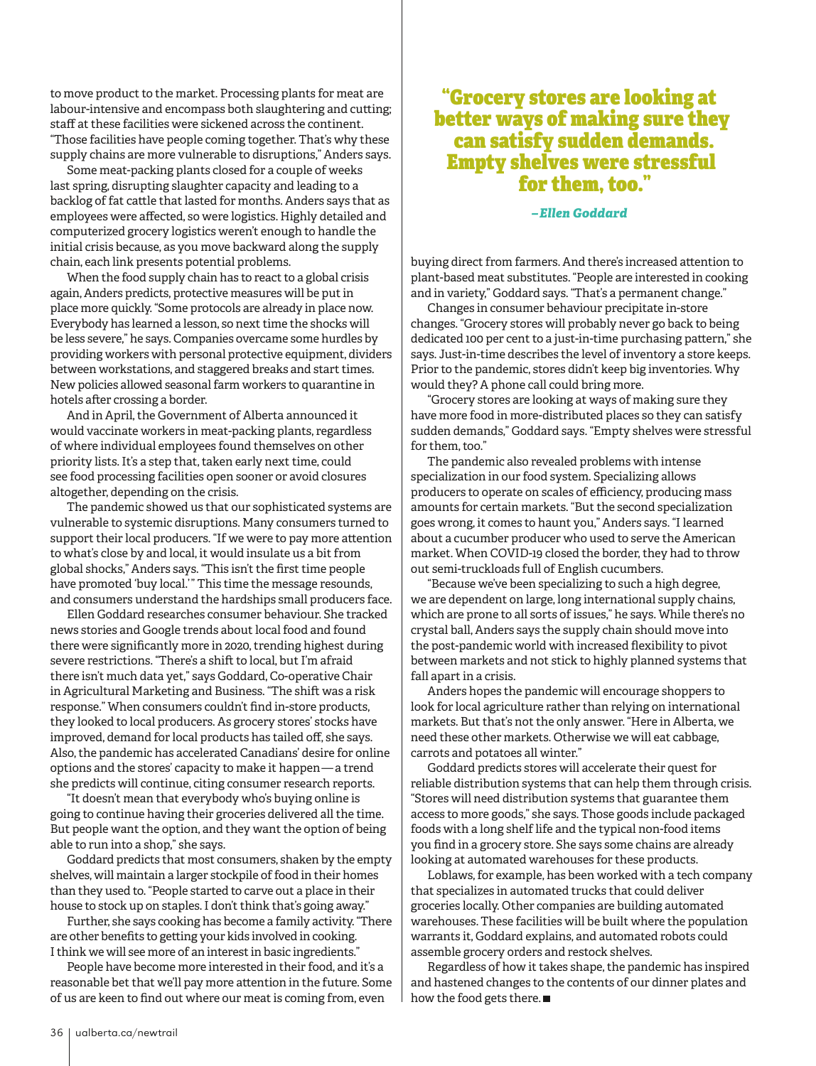to move product to the market. Processing plants for meat are labour-intensive and encompass both slaughtering and cutting; staff at these facilities were sickened across the continent. "Those facilities have people coming together. That's why these supply chains are more vulnerable to disruptions," Anders says.

Some meat-packing plants closed for a couple of weeks last spring, disrupting slaughter capacity and leading to a backlog of fat cattle that lasted for months. Anders says that as employees were affected, so were logistics. Highly detailed and computerized grocery logistics weren't enough to handle the initial crisis because, as you move backward along the supply chain, each link presents potential problems.

When the food supply chain has to react to a global crisis again, Anders predicts, protective measures will be put in place more quickly. "Some protocols are already in place now. Everybody has learned a lesson, so next time the shocks will be less severe," he says. Companies overcame some hurdles by providing workers with personal protective equipment, dividers between workstations, and staggered breaks and start times. New policies allowed seasonal farm workers to quarantine in hotels after crossing a border.

And in April, the Government of Alberta announced it would vaccinate workers in meat-packing plants, regardless of where individual employees found themselves on other priority lists. It's a step that, taken early next time, could see food processing facilities open sooner or avoid closures altogether, depending on the crisis.

The pandemic showed us that our sophisticated systems are vulnerable to systemic disruptions. Many consumers turned to support their local producers. "If we were to pay more attention to what's close by and local, it would insulate us a bit from global shocks," Anders says. "This isn't the first time people have promoted 'buy local.'" This time the message resounds, and consumers understand the hardships small producers face.

Ellen Goddard researches consumer behaviour. She tracked news stories and Google trends about local food and found there were significantly more in 2020, trending highest during severe restrictions. "There's a shift to local, but I'm afraid there isn't much data yet," says Goddard, Co-operative Chair in Agricultural Marketing and Business. "The shift was a risk response." When consumers couldn't find in-store products, they looked to local producers. As grocery stores' stocks have improved, demand for local products has tailed off, she says. Also, the pandemic has accelerated Canadians' desire for online options and the stores' capacity to make it happen — a trend she predicts will continue, citing consumer research reports.

"It doesn't mean that everybody who's buying online is going to continue having their groceries delivered all the time. But people want the option, and they want the option of being able to run into a shop," she says.

Goddard predicts that most consumers, shaken by the empty shelves, will maintain a larger stockpile of food in their homes than they used to. "People started to carve out a place in their house to stock up on staples. I don't think that's going away."

Further, she says cooking has become a family activity. "There are other benefits to getting your kids involved in cooking. I think we will see more of an interest in basic ingredients."

People have become more interested in their food, and it's a reasonable bet that we'll pay more attention in the future. Some of us are keen to find out where our meat is coming from, even buying direct from farmers. And there's increased attention to plant-based meat substitutes. "People are interested in cooking and in variety," Goddard says. "That's a permanent change."

> **"Grocery stores are looking at better ways of making sure they can satisfy sudden demands. Empty shelves were stressful for them, too."**
>
> ***–Ellen Goddard***

Changes in consumer behaviour precipitate in-store changes. "Grocery stores will probably never go back to being dedicated 100 per cent to a just-in-time purchasing pattern," she says. Just-in-time describes the level of inventory a store keeps. Prior to the pandemic, stores didn't keep big inventories. Why would they? A phone call could bring more.

"Grocery stores are looking at ways of making sure they have more food in more-distributed places so they can satisfy sudden demands," Goddard says. "Empty shelves were stressful for them, too."

The pandemic also revealed problems with intense specialization in our food system. Specializing allows producers to operate on scales of efficiency, producing mass amounts for certain markets. "But the second specialization goes wrong, it comes to haunt you," Anders says. "I learned about a cucumber producer who used to serve the American market. When COVID-19 closed the border, they had to throw out semi-truckloads full of English cucumbers.

"Because we've been specializing to such a high degree, we are dependent on large, long international supply chains, which are prone to all sorts of issues," he says. While there's no crystal ball, Anders says the supply chain should move into the post-pandemic world with increased flexibility to pivot between markets and not stick to highly planned systems that fall apart in a crisis.

Anders hopes the pandemic will encourage shoppers to look for local agriculture rather than relying on international markets. But that's not the only answer. "Here in Alberta, we need these other markets. Otherwise we will eat cabbage, carrots and potatoes all winter."

Goddard predicts stores will accelerate their quest for reliable distribution systems that can help them through crisis. "Stores will need distribution systems that guarantee them access to more goods," she says. Those goods include packaged foods with a long shelf life and the typical non-food items you find in a grocery store. She says some chains are already looking at automated warehouses for these products.

Loblaws, for example, has been worked with a tech company that specializes in automated trucks that could deliver groceries locally. Other companies are building automated warehouses. These facilities will be built where the population warrants it, Goddard explains, and automated robots could assemble grocery orders and restock shelves.

Regardless of how it takes shape, the pandemic has inspired and hastened changes to the contents of our dinner plates and how the food gets there. ■